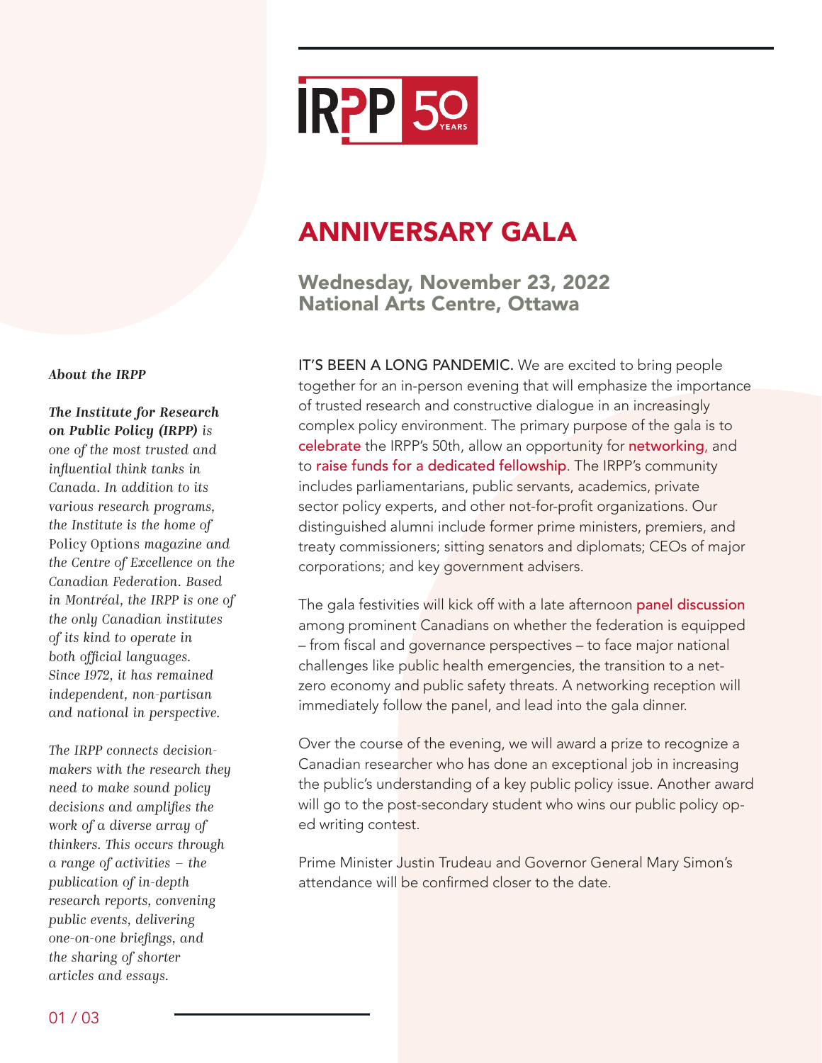IRPP 50 YEARS

# ANNIVERSARY GALA

## Wednesday, November 23, 2022
## National Arts Centre, Ottawa

IT'S BEEN A LONG PANDEMIC. We are excited to bring people together for an in-person evening that will emphasize the importance of trusted research and constructive dialogue in an increasingly complex policy environment. The primary purpose of the gala is to celebrate the IRPP's 50th, allow an opportunity for networking, and to raise funds for a dedicated fellowship. The IRPP's community includes parliamentarians, public servants, academics, private sector policy experts, and other not-for-profit organizations. Our distinguished alumni include former prime ministers, premiers, and treaty commissioners; sitting senators and diplomats; CEOs of major corporations; and key government advisers.

The gala festivities will kick off with a late afternoon panel discussion among prominent Canadians on whether the federation is equipped – from fiscal and governance perspectives – to face major national challenges like public health emergencies, the transition to a net-zero economy and public safety threats. A networking reception will immediately follow the panel, and lead into the gala dinner.

Over the course of the evening, we will award a prize to recognize a Canadian researcher who has done an exceptional job in increasing the public's understanding of a key public policy issue. Another award will go to the post-secondary student who wins our public policy op-ed writing contest.

Prime Minister Justin Trudeau and Governor General Mary Simon's attendance will be confirmed closer to the date.

***About the IRPP***

***The Institute for Research on Public Policy (IRPP)*** *is one of the most trusted and influential think tanks in Canada. In addition to its various research programs, the Institute is the home of* Policy Options *magazine and the Centre of Excellence on the Canadian Federation. Based in Montréal, the IRPP is one of the only Canadian institutes of its kind to operate in both official languages. Since 1972, it has remained independent, non-partisan and national in perspective.*

*The IRPP connects decision-makers with the research they need to make sound policy decisions and amplifies the work of a diverse array of thinkers. This occurs through a range of activities – the publication of in-depth research reports, convening public events, delivering one-on-one briefings, and the sharing of shorter articles and essays.*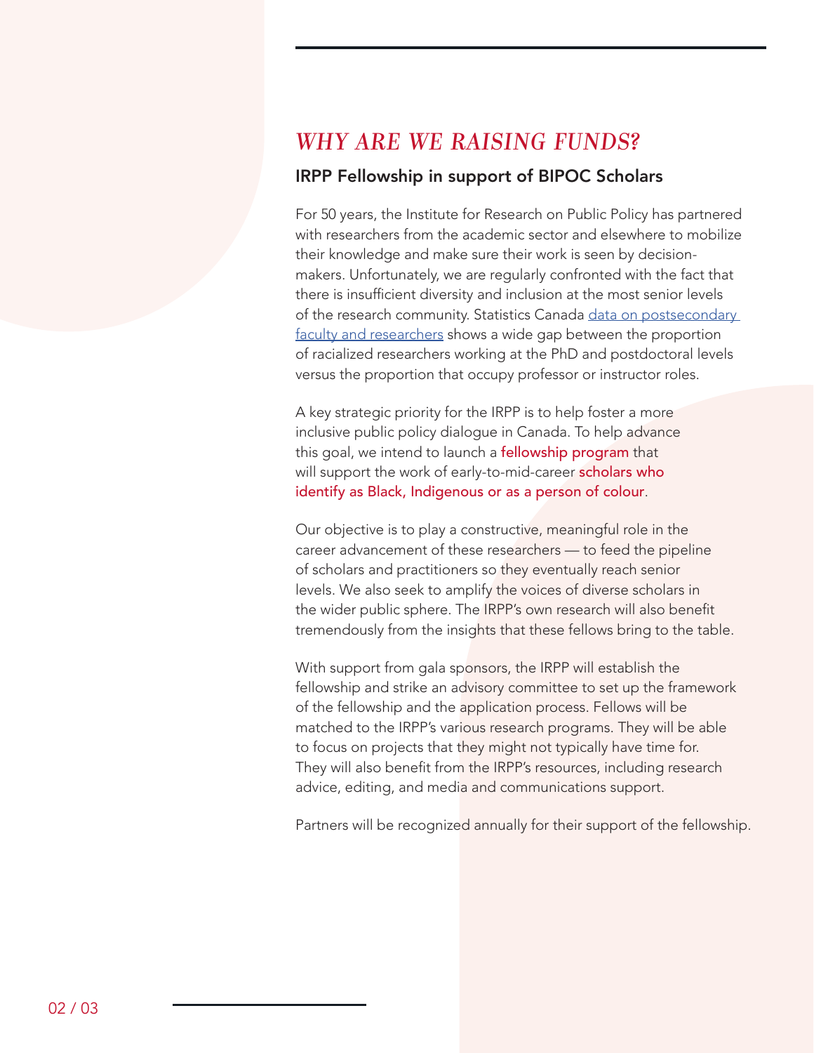# *WHY ARE WE RAISING FUNDS?*

## IRPP Fellowship in support of BIPOC Scholars

For 50 years, the Institute for Research on Public Policy has partnered with researchers from the academic sector and elsewhere to mobilize their knowledge and make sure their work is seen by decision-makers. Unfortunately, we are regularly confronted with the fact that there is insufficient diversity and inclusion at the most senior levels of the research community. Statistics Canada data on postsecondary faculty and researchers shows a wide gap between the proportion of racialized researchers working at the PhD and postdoctoral levels versus the proportion that occupy professor or instructor roles.

A key strategic priority for the IRPP is to help foster a more inclusive public policy dialogue in Canada. To help advance this goal, we intend to launch a fellowship program that will support the work of early-to-mid-career scholars who identify as Black, Indigenous or as a person of colour.

Our objective is to play a constructive, meaningful role in the career advancement of these researchers — to feed the pipeline of scholars and practitioners so they eventually reach senior levels. We also seek to amplify the voices of diverse scholars in the wider public sphere. The IRPP's own research will also benefit tremendously from the insights that these fellows bring to the table.

With support from gala sponsors, the IRPP will establish the fellowship and strike an advisory committee to set up the framework of the fellowship and the application process. Fellows will be matched to the IRPP's various research programs. They will be able to focus on projects that they might not typically have time for. They will also benefit from the IRPP's resources, including research advice, editing, and media and communications support.

Partners will be recognized annually for their support of the fellowship.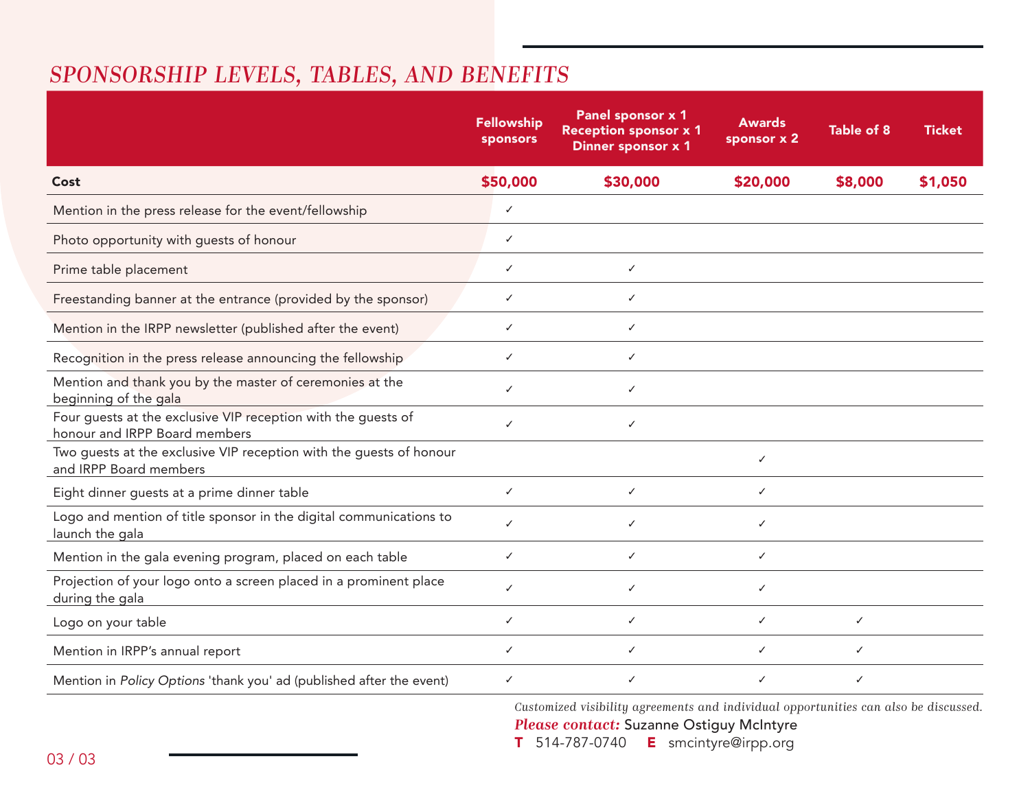## *SPONSORSHIP LEVELS, TABLES, AND BENEFITS*

| | Fellowship sponsors | Panel sponsor x 1 Reception sponsor x 1 Dinner sponsor x 1 | Awards sponsor x 2 | Table of 8 | Ticket |
|---|---|---|---|---|---|
| **Cost** | **$50,000** | **$30,000** | **$20,000** | **$8,000** | **$1,050** |
| Mention in the press release for the event/fellowship | ✓ | | | | |
| Photo opportunity with guests of honour | ✓ | | | | |
| Prime table placement | ✓ | ✓ | | | |
| Freestanding banner at the entrance (provided by the sponsor) | ✓ | ✓ | | | |
| Mention in the IRPP newsletter (published after the event) | ✓ | ✓ | | | |
| Recognition in the press release announcing the fellowship | ✓ | ✓ | | | |
| Mention and thank you by the master of ceremonies at the beginning of the gala | ✓ | ✓ | | | |
| Four guests at the exclusive VIP reception with the guests of honour and IRPP Board members | ✓ | ✓ | | | |
| Two guests at the exclusive VIP reception with the guests of honour and IRPP Board members | | | ✓ | | |
| Eight dinner guests at a prime dinner table | ✓ | ✓ | ✓ | | |
| Logo and mention of title sponsor in the digital communications to launch the gala | ✓ | ✓ | ✓ | | |
| Mention in the gala evening program, placed on each table | ✓ | ✓ | ✓ | | |
| Projection of your logo onto a screen placed in a prominent place during the gala | ✓ | ✓ | ✓ | | |
| Logo on your table | ✓ | ✓ | ✓ | ✓ | |
| Mention in IRPP's annual report | ✓ | ✓ | ✓ | ✓ | |
| Mention in *Policy Options* 'thank you' ad (published after the event) | ✓ | ✓ | ✓ | ✓ | |

*Customized visibility agreements and individual opportunities can also be discussed.*

***Please contact:*** Suzanne Ostiguy McIntyre

**T** 514-787-0740 **E** smcintyre@irpp.org